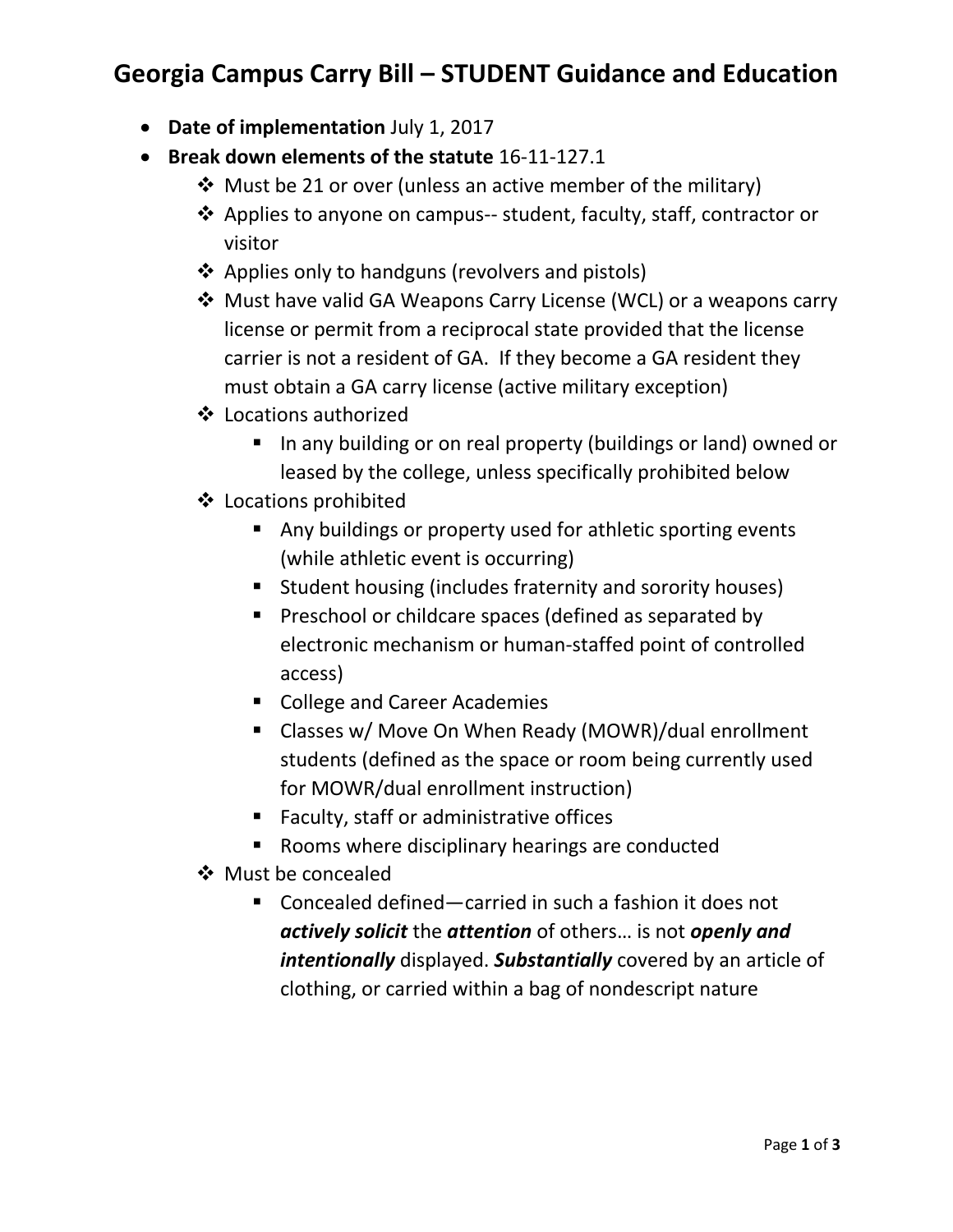# Georgia Campus Carry Bill – STUDENT Guidance and Education

- **Date of implementation** July 1, 2017
- **Break down elements of the statute** 16-11-127.1
  - Must be 21 or over (unless an active member of the military)
  - Applies to anyone on campus-- student, faculty, staff, contractor or visitor
  - Applies only to handguns (revolvers and pistols)
  - Must have valid GA Weapons Carry License (WCL) or a weapons carry license or permit from a reciprocal state provided that the license carrier is not a resident of GA. If they become a GA resident they must obtain a GA carry license (active military exception)
  - Locations authorized
    - In any building or on real property (buildings or land) owned or leased by the college, unless specifically prohibited below
  - Locations prohibited
    - Any buildings or property used for athletic sporting events (while athletic event is occurring)
    - Student housing (includes fraternity and sorority houses)
    - Preschool or childcare spaces (defined as separated by electronic mechanism or human-staffed point of controlled access)
    - College and Career Academies
    - Classes w/ Move On When Ready (MOWR)/dual enrollment students (defined as the space or room being currently used for MOWR/dual enrollment instruction)
    - Faculty, staff or administrative offices
    - Rooms where disciplinary hearings are conducted
  - Must be concealed
    - Concealed defined—carried in such a fashion it does not ***actively solicit*** the ***attention*** of others… is not ***openly and intentionally*** displayed. ***Substantially*** covered by an article of clothing, or carried within a bag of nondescript nature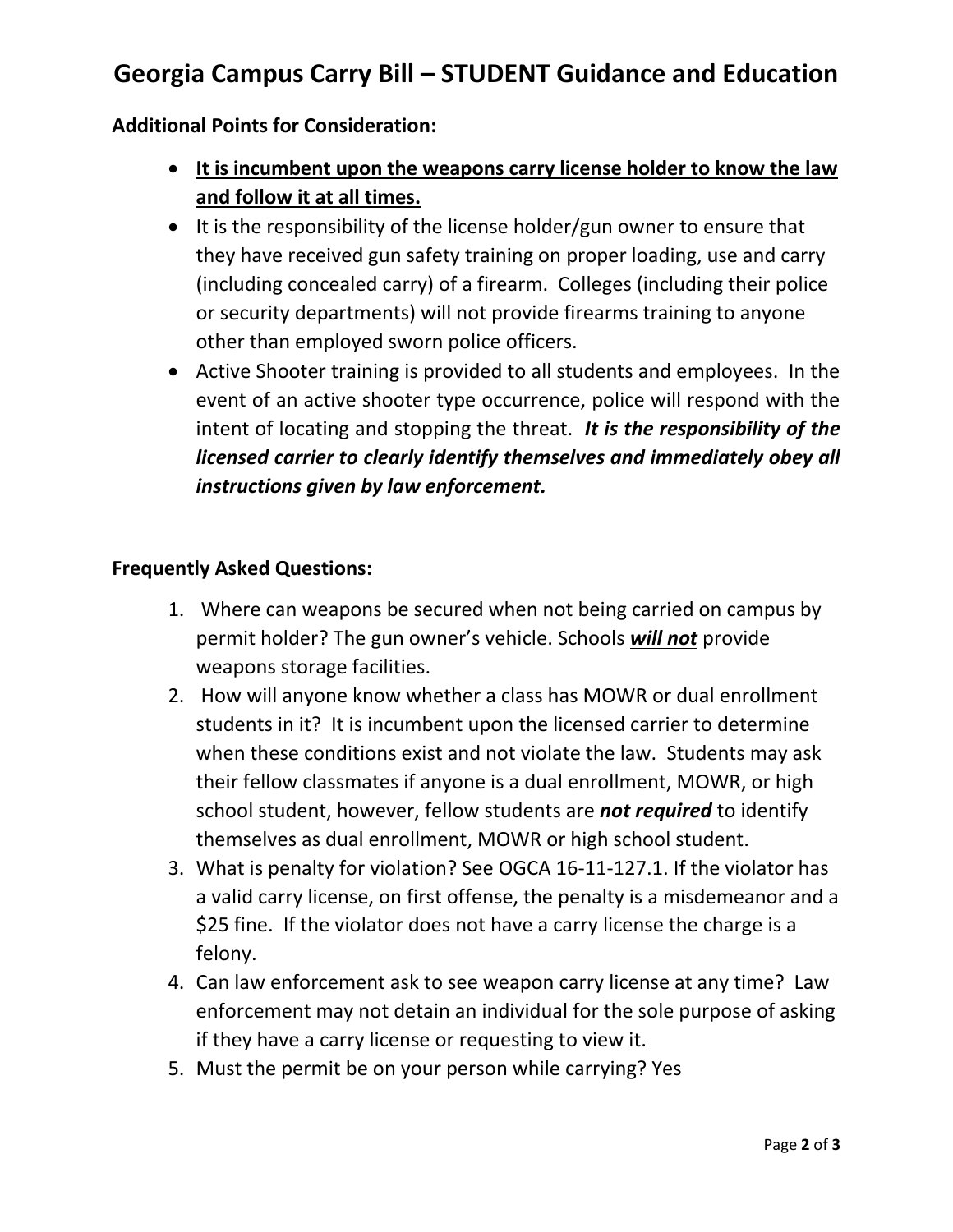# Georgia Campus Carry Bill – STUDENT Guidance and Education

**Additional Points for Consideration:**

- <u>**It is incumbent upon the weapons carry license holder to know the law and follow it at all times.**</u>
- It is the responsibility of the license holder/gun owner to ensure that they have received gun safety training on proper loading, use and carry (including concealed carry) of a firearm. Colleges (including their police or security departments) will not provide firearms training to anyone other than employed sworn police officers.
- Active Shooter training is provided to all students and employees. In the event of an active shooter type occurrence, police will respond with the intent of locating and stopping the threat. ***It is the responsibility of the licensed carrier to clearly identify themselves and immediately obey all instructions given by law enforcement.***

**Frequently Asked Questions:**

1. Where can weapons be secured when not being carried on campus by permit holder? The gun owner's vehicle. Schools <u>***will not***</u> provide weapons storage facilities.
2. How will anyone know whether a class has MOWR or dual enrollment students in it? It is incumbent upon the licensed carrier to determine when these conditions exist and not violate the law. Students may ask their fellow classmates if anyone is a dual enrollment, MOWR, or high school student, however, fellow students are ***not required*** to identify themselves as dual enrollment, MOWR or high school student.
3. What is penalty for violation? See OGCA 16-11-127.1. If the violator has a valid carry license, on first offense, the penalty is a misdemeanor and a $25 fine. If the violator does not have a carry license the charge is a felony.
4. Can law enforcement ask to see weapon carry license at any time? Law enforcement may not detain an individual for the sole purpose of asking if they have a carry license or requesting to view it.
5. Must the permit be on your person while carrying? Yes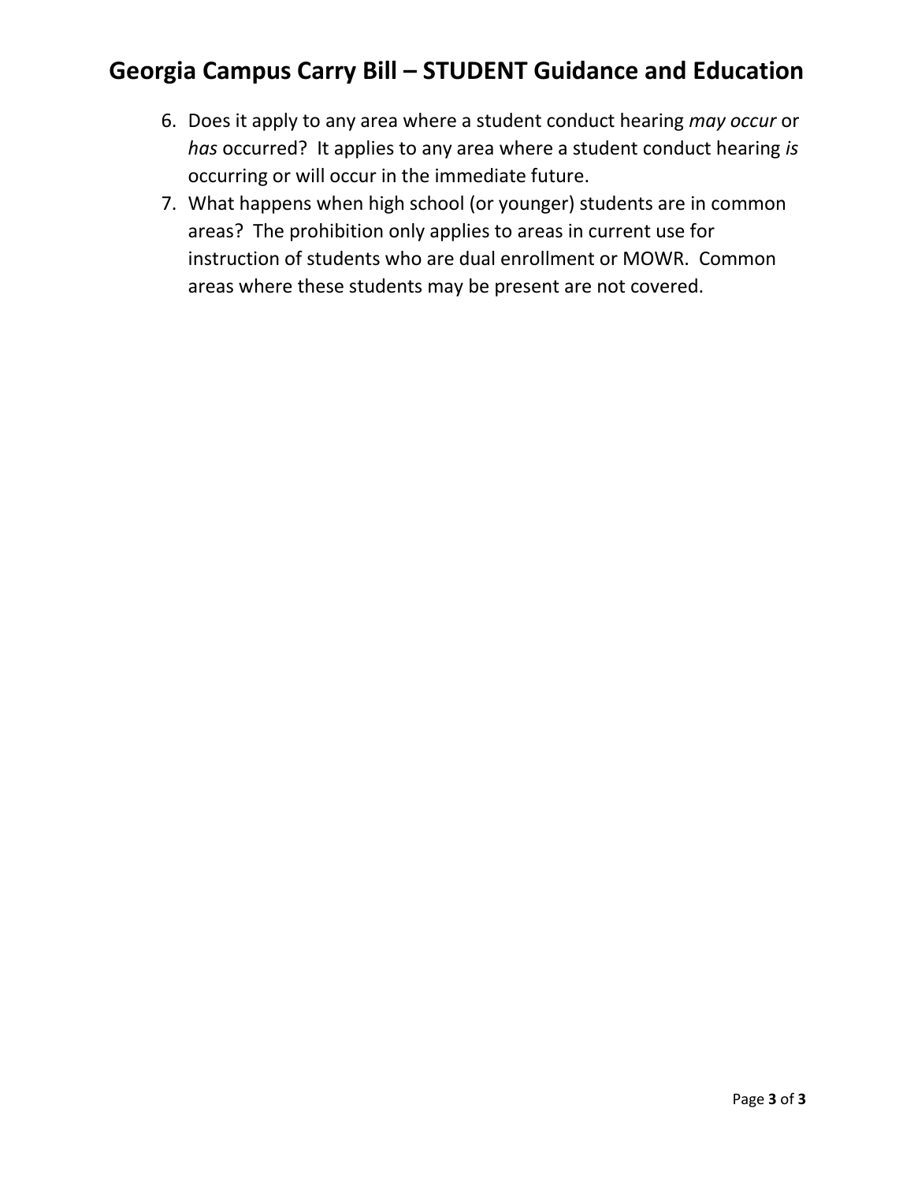6. Does it apply to any area where a student conduct hearing *may occur* or *has* occurred? It applies to any area where a student conduct hearing *is* occurring or will occur in the immediate future.
7. What happens when high school (or younger) students are in common areas? The prohibition only applies to areas in current use for instruction of students who are dual enrollment or MOWR. Common areas where these students may be present are not covered.